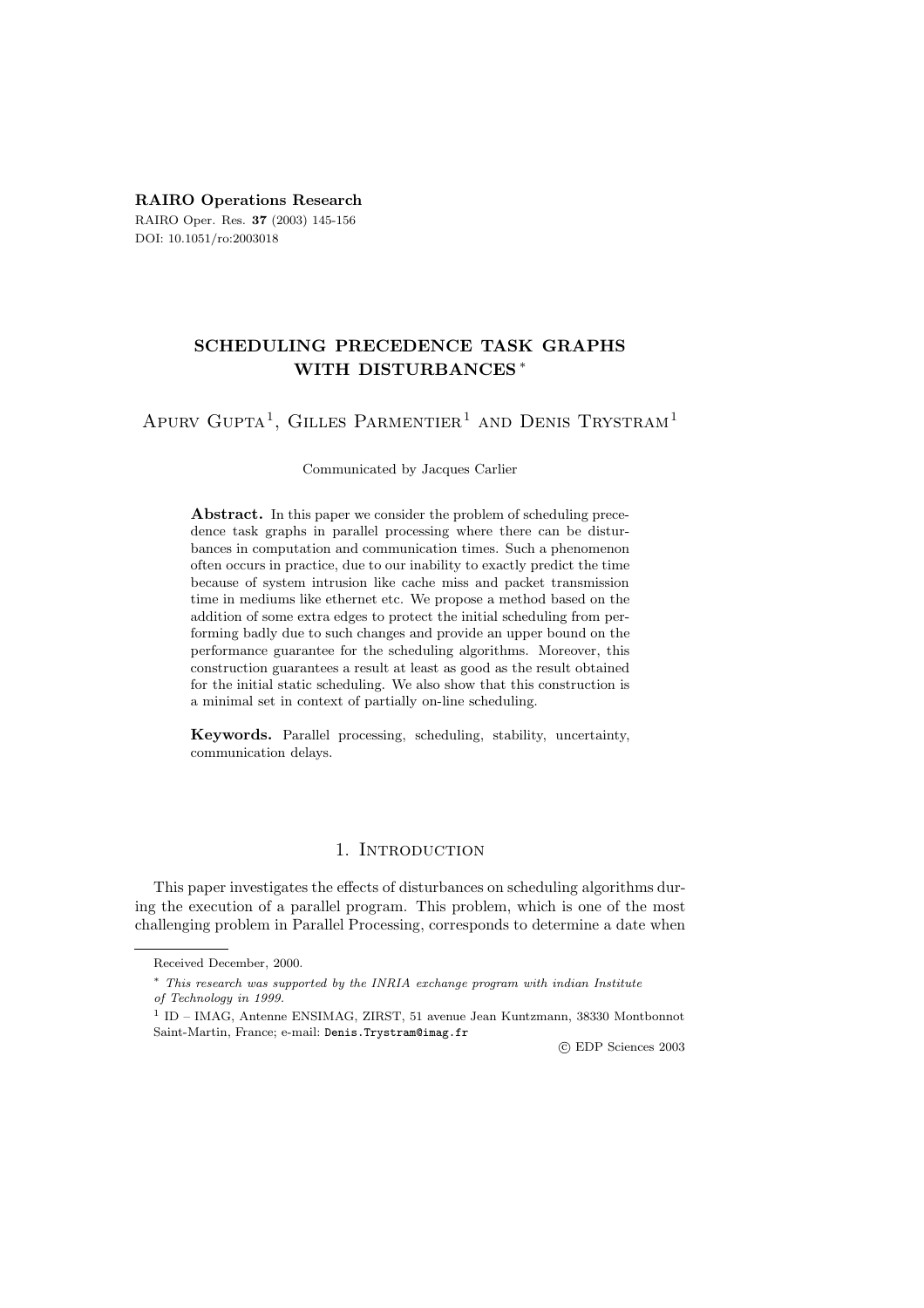**RAIRO Operations Research**

RAIRO Oper. Res. **37** (2003) 145-156

DOI: 10.1051/ro:2003018

# SCHEDULING PRECEDENCE TASK GRAPHS WITH DISTURBANCES [*]

Apurv Gupta[1], Gilles Parmentier[1] and Denis Trystram[1]

Communicated by Jacques Carlier

**Abstract.** In this paper we consider the problem of scheduling precedence task graphs in parallel processing where there can be disturbances in computation and communication times. Such a phenomenon often occurs in practice, due to our inability to exactly predict the time because of system intrusion like cache miss and packet transmission time in mediums like ethernet etc. We propose a method based on the addition of some extra edges to protect the initial scheduling from performing badly due to such changes and provide an upper bound on the performance guarantee for the scheduling algorithms. Moreover, this construction guarantees a result at least as good as the result obtained for the initial static scheduling. We also show that this construction is a minimal set in context of partially on-line scheduling.

**Keywords.** Parallel processing, scheduling, stability, uncertainty, communication delays.

## 1. Introduction

This paper investigates the effects of disturbances on scheduling algorithms during the execution of a parallel program. This problem, which is one of the most challenging problem in Parallel Processing, corresponds to determine a date when

---

Received December, 2000.

[*] *This research was supported by the INRIA exchange program with indian Institute of Technology in 1999.*

[1] ID – IMAG, Antenne ENSIMAG, ZIRST, 51 avenue Jean Kuntzmann, 38330 Montbonnot Saint-Martin, France; e-mail: `Denis.Trystram@imag.fr`

© EDP Sciences 2003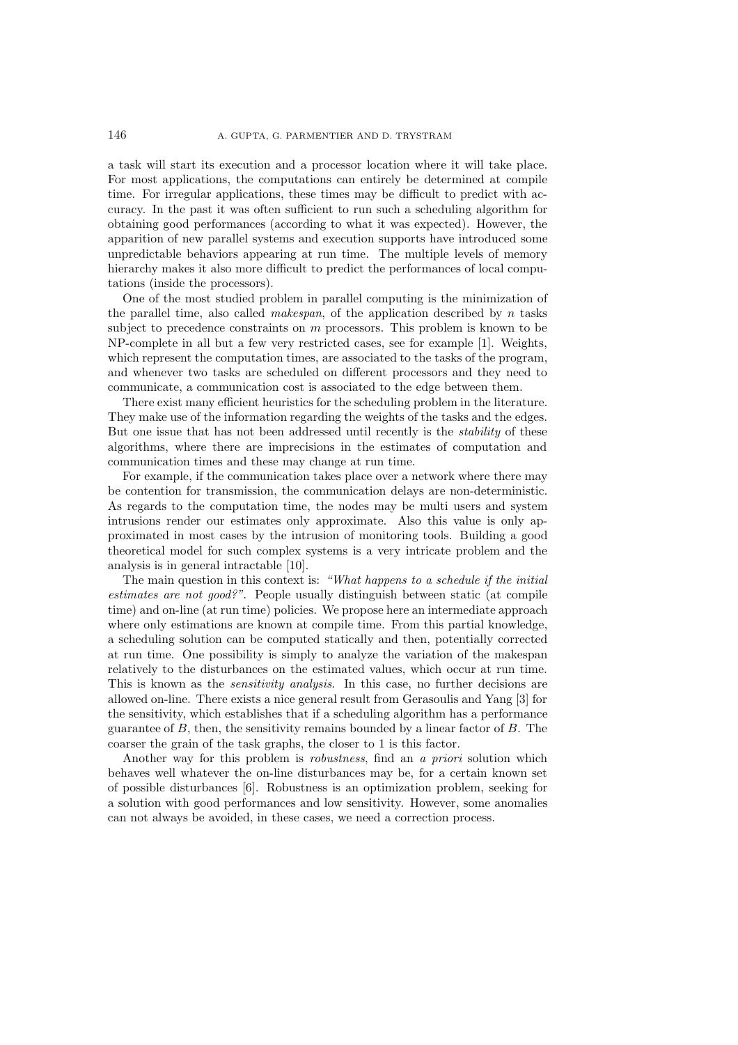a task will start its execution and a processor location where it will take place. For most applications, the computations can entirely be determined at compile time. For irregular applications, these times may be difficult to predict with accuracy. In the past it was often sufficient to run such a scheduling algorithm for obtaining good performances (according to what it was expected). However, the apparition of new parallel systems and execution supports have introduced some unpredictable behaviors appearing at run time. The multiple levels of memory hierarchy makes it also more difficult to predict the performances of local computations (inside the processors).

One of the most studied problem in parallel computing is the minimization of the parallel time, also called *makespan*, of the application described by $n$ tasks subject to precedence constraints on $m$ processors. This problem is known to be NP-complete in all but a few very restricted cases, see for example [1]. Weights, which represent the computation times, are associated to the tasks of the program, and whenever two tasks are scheduled on different processors and they need to communicate, a communication cost is associated to the edge between them.

There exist many efficient heuristics for the scheduling problem in the literature. They make use of the information regarding the weights of the tasks and the edges. But one issue that has not been addressed until recently is the *stability* of these algorithms, where there are imprecisions in the estimates of computation and communication times and these may change at run time.

For example, if the communication takes place over a network where there may be contention for transmission, the communication delays are non-deterministic. As regards to the computation time, the nodes may be multi users and system intrusions render our estimates only approximate. Also this value is only approximated in most cases by the intrusion of monitoring tools. Building a good theoretical model for such complex systems is a very intricate problem and the analysis is in general intractable [10].

The main question in this context is: *"What happens to a schedule if the initial estimates are not good?"*. People usually distinguish between static (at compile time) and on-line (at run time) policies. We propose here an intermediate approach where only estimations are known at compile time. From this partial knowledge, a scheduling solution can be computed statically and then, potentially corrected at run time. One possibility is simply to analyze the variation of the makespan relatively to the disturbances on the estimated values, which occur at run time. This is known as the *sensitivity analysis*. In this case, no further decisions are allowed on-line. There exists a nice general result from Gerasoulis and Yang [3] for the sensitivity, which establishes that if a scheduling algorithm has a performance guarantee of $B$, then, the sensitivity remains bounded by a linear factor of $B$. The coarser the grain of the task graphs, the closer to 1 is this factor.

Another way for this problem is *robustness*, find an *a priori* solution which behaves well whatever the on-line disturbances may be, for a certain known set of possible disturbances [6]. Robustness is an optimization problem, seeking for a solution with good performances and low sensitivity. However, some anomalies can not always be avoided, in these cases, we need a correction process.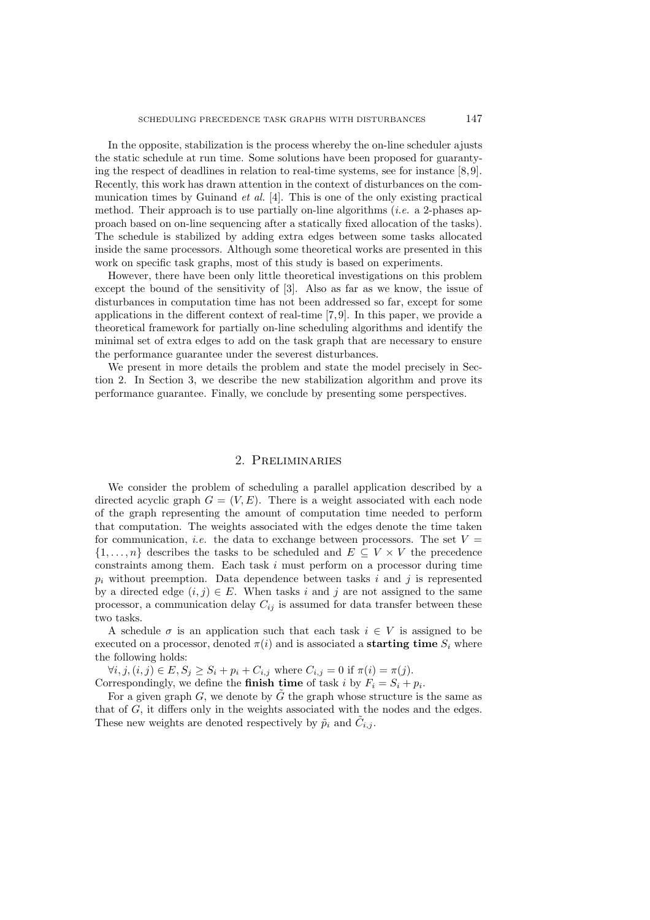In the opposite, stabilization is the process whereby the on-line scheduler ajusts the static schedule at run time. Some solutions have been proposed for guarantying the respect of deadlines in relation to real-time systems, see for instance [8,9]. Recently, this work has drawn attention in the context of disturbances on the communication times by Guinand *et al.* [4]. This is one of the only existing practical method. Their approach is to use partially on-line algorithms (*i.e.* a 2-phases approach based on on-line sequencing after a statically fixed allocation of the tasks). The schedule is stabilized by adding extra edges between some tasks allocated inside the same processors. Although some theoretical works are presented in this work on specific task graphs, most of this study is based on experiments.

However, there have been only little theoretical investigations on this problem except the bound of the sensitivity of [3]. Also as far as we know, the issue of disturbances in computation time has not been addressed so far, except for some applications in the different context of real-time [7,9]. In this paper, we provide a theoretical framework for partially on-line scheduling algorithms and identify the minimal set of extra edges to add on the task graph that are necessary to ensure the performance guarantee under the severest disturbances.

We present in more details the problem and state the model precisely in Section 2. In Section 3, we describe the new stabilization algorithm and prove its performance guarantee. Finally, we conclude by presenting some perspectives.

## 2. Preliminaries

We consider the problem of scheduling a parallel application described by a directed acyclic graph $G = (V, E)$. There is a weight associated with each node of the graph representing the amount of computation time needed to perform that computation. The weights associated with the edges denote the time taken for communication, *i.e.* the data to exchange between processors. The set $V = \{1, \ldots, n\}$ describes the tasks to be scheduled and $E \subseteq V \times V$ the precedence constraints among them. Each task $i$ must perform on a processor during time $p_i$ without preemption. Data dependence between tasks $i$ and $j$ is represented by a directed edge $(i, j) \in E$. When tasks $i$ and $j$ are not assigned to the same processor, a communication delay $C_{ij}$ is assumed for data transfer between these two tasks.

A schedule $\sigma$ is an application such that each task $i \in V$ is assigned to be executed on a processor, denoted $\pi(i)$ and is associated a **starting time** $S_i$ where the following holds:

$\forall i, j, (i, j) \in E, S_j \geq S_i + p_i + C_{i,j}$ where $C_{i,j} = 0$ if $\pi(i) = \pi(j)$.
Correspondingly, we define the **finish time** of task $i$ by $F_i = S_i + p_i$.

For a given graph $G$, we denote by $\tilde{G}$ the graph whose structure is the same as that of $G$, it differs only in the weights associated with the nodes and the edges. These new weights are denoted respectively by $\tilde{p}_i$ and $\tilde{C}_{i,j}$.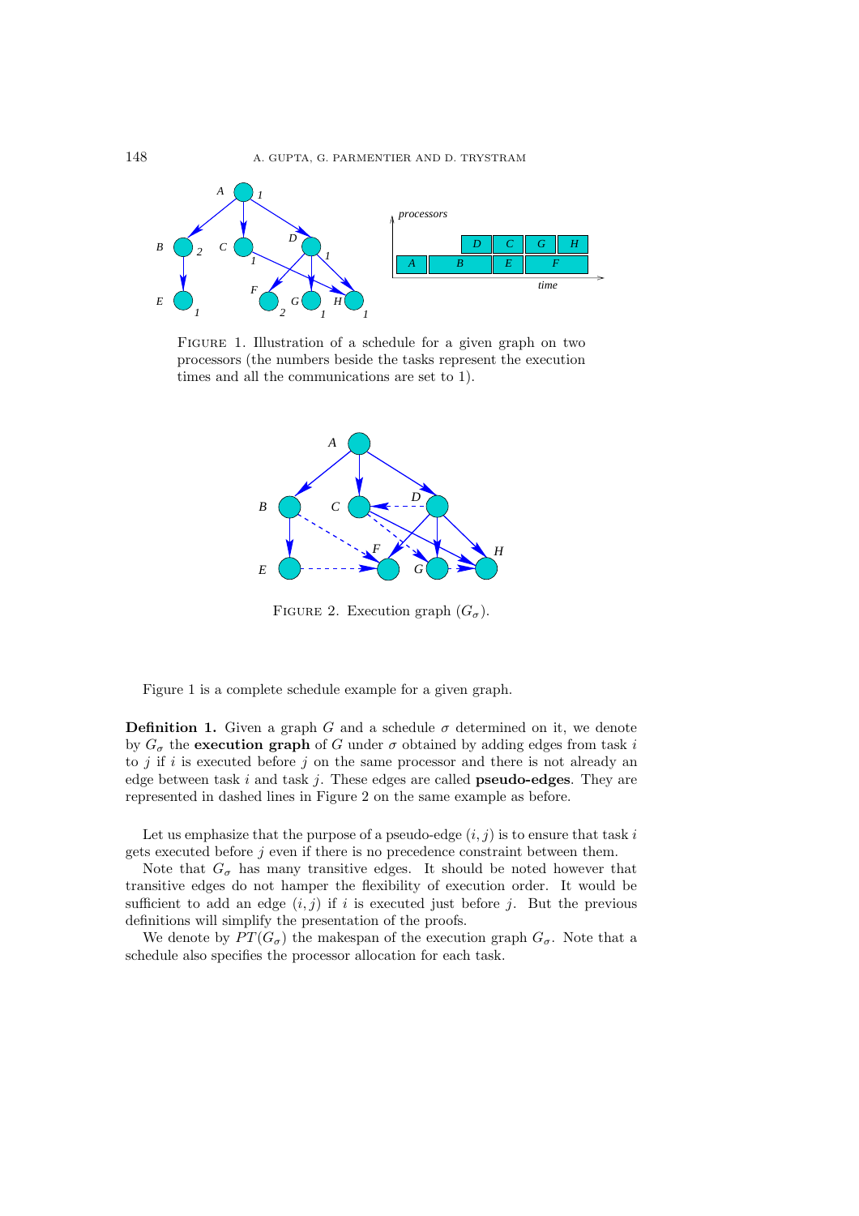FIGURE 1. Illustration of a schedule for a given graph on two processors (the numbers beside the tasks represent the execution times and all the communications are set to 1).

FIGURE 2. Execution graph ($G_\sigma$).

Figure 1 is a complete schedule example for a given graph.

**Definition 1.** Given a graph $G$ and a schedule $\sigma$ determined on it, we denote by $G_\sigma$ the **execution graph** of $G$ under $\sigma$ obtained by adding edges from task $i$ to $j$ if $i$ is executed before $j$ on the same processor and there is not already an edge between task $i$ and task $j$. These edges are called **pseudo-edges**. They are represented in dashed lines in Figure 2 on the same example as before.

Let us emphasize that the purpose of a pseudo-edge $(i, j)$ is to ensure that task $i$ gets executed before $j$ even if there is no precedence constraint between them.

Note that $G_\sigma$ has many transitive edges. It should be noted however that transitive edges do not hamper the flexibility of execution order. It would be sufficient to add an edge $(i, j)$ if $i$ is executed just before $j$. But the previous definitions will simplify the presentation of the proofs.

We denote by $PT(G_\sigma)$ the makespan of the execution graph $G_\sigma$. Note that a schedule also specifies the processor allocation for each task.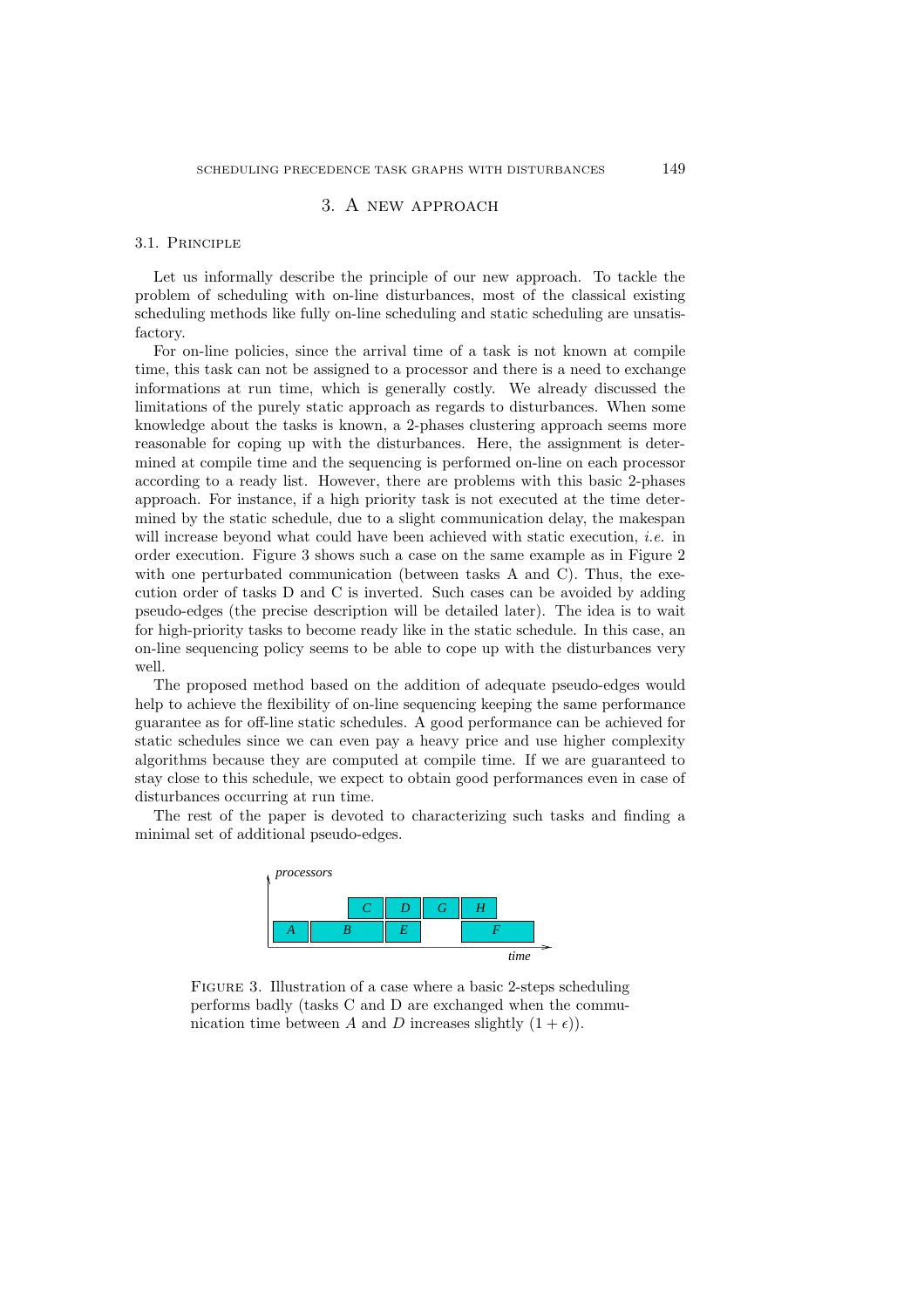## 3. A new approach

### 3.1. Principle

Let us informally describe the principle of our new approach. To tackle the problem of scheduling with on-line disturbances, most of the classical existing scheduling methods like fully on-line scheduling and static scheduling are unsatisfactory.

For on-line policies, since the arrival time of a task is not known at compile time, this task can not be assigned to a processor and there is a need to exchange informations at run time, which is generally costly. We already discussed the limitations of the purely static approach as regards to disturbances. When some knowledge about the tasks is known, a 2-phases clustering approach seems more reasonable for coping up with the disturbances. Here, the assignment is determined at compile time and the sequencing is performed on-line on each processor according to a ready list. However, there are problems with this basic 2-phases approach. For instance, if a high priority task is not executed at the time determined by the static schedule, due to a slight communication delay, the makespan will increase beyond what could have been achieved with static execution, *i.e.* in order execution. Figure 3 shows such a case on the same example as in Figure 2 with one perturbated communication (between tasks A and C). Thus, the execution order of tasks D and C is inverted. Such cases can be avoided by adding pseudo-edges (the precise description will be detailed later). The idea is to wait for high-priority tasks to become ready like in the static schedule. In this case, an on-line sequencing policy seems to be able to cope up with the disturbances very well.

The proposed method based on the addition of adequate pseudo-edges would help to achieve the flexibility of on-line sequencing keeping the same performance guarantee as for off-line static schedules. A good performance can be achieved for static schedules since we can even pay a heavy price and use higher complexity algorithms because they are computed at compile time. If we are guaranteed to stay close to this schedule, we expect to obtain good performances even in case of disturbances occurring at run time.

The rest of the paper is devoted to characterizing such tasks and finding a minimal set of additional pseudo-edges.

*processors*

| C | D | G | H |
|---|---|---|---|

| A | B | E | F |
|---|---|---|---|

*time*

Figure 3. Illustration of a case where a basic 2-steps scheduling performs badly (tasks C and D are exchanged when the communication time between $A$ and $D$ increases slightly $(1 + \epsilon)$).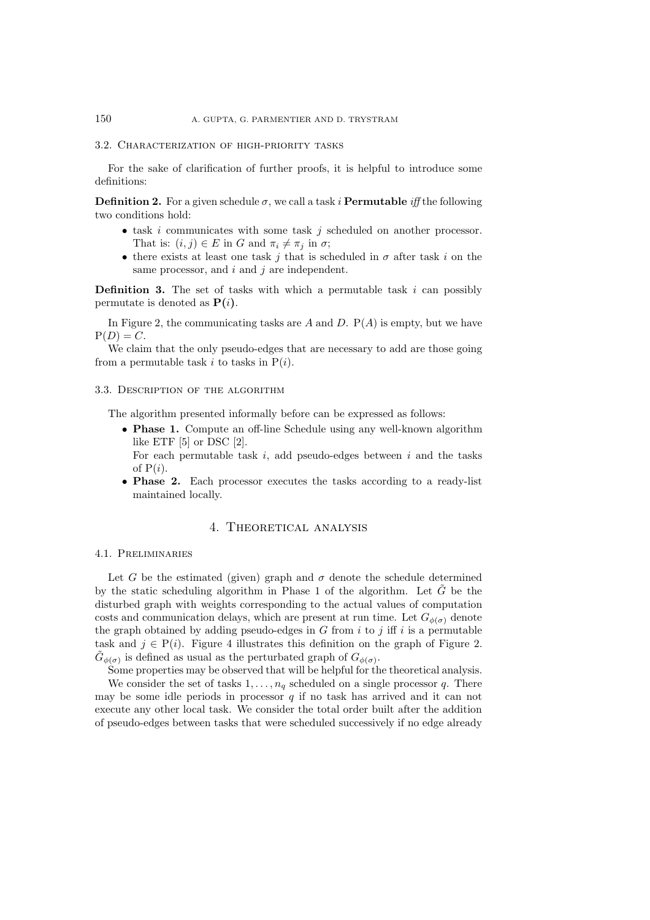### 3.2. Characterization of high-priority tasks

For the sake of clarification of further proofs, it is helpful to introduce some definitions:

**Definition 2.** For a given schedule $\sigma$, we call a task $i$ **Permutable** *iff* the following two conditions hold:

- task $i$ communicates with some task $j$ scheduled on another processor. That is: $(i, j) \in E$ in $G$ and $\pi_i \neq \pi_j$ in $\sigma$;
- there exists at least one task $j$ that is scheduled in $\sigma$ after task $i$ on the same processor, and $i$ and $j$ are independent.

**Definition 3.** The set of tasks with which a permutable task $i$ can possibly permutate is denoted as $\mathbf{P}(i)$.

In Figure 2, the communicating tasks are $A$ and $D$. $\mathrm{P}(A)$ is empty, but we have $\mathrm{P}(D) = C$.

We claim that the only pseudo-edges that are necessary to add are those going from a permutable task $i$ to tasks in $\mathrm{P}(i)$.

### 3.3. Description of the algorithm

The algorithm presented informally before can be expressed as follows:

- **Phase 1.** Compute an off-line Schedule using any well-known algorithm like ETF [5] or DSC [2].
  For each permutable task $i$, add pseudo-edges between $i$ and the tasks of $\mathrm{P}(i)$.
- **Phase 2.** Each processor executes the tasks according to a ready-list maintained locally.

## 4. Theoretical analysis

### 4.1. Preliminaries

Let $G$ be the estimated (given) graph and $\sigma$ denote the schedule determined by the static scheduling algorithm in Phase 1 of the algorithm. Let $\tilde{G}$ be the disturbed graph with weights corresponding to the actual values of computation costs and communication delays, which are present at run time. Let $G_{\phi(\sigma)}$ denote the graph obtained by adding pseudo-edges in $G$ from $i$ to $j$ iff $i$ is a permutable task and $j \in \mathrm{P}(i)$. Figure 4 illustrates this definition on the graph of Figure 2. $\tilde{G}_{\phi(\sigma)}$ is defined as usual as the perturbated graph of $G_{\phi(\sigma)}$.

Some properties may be observed that will be helpful for the theoretical analysis.

We consider the set of tasks $1, \ldots, n_q$ scheduled on a single processor $q$. There may be some idle periods in processor $q$ if no task has arrived and it can not execute any other local task. We consider the total order built after the addition of pseudo-edges between tasks that were scheduled successively if no edge already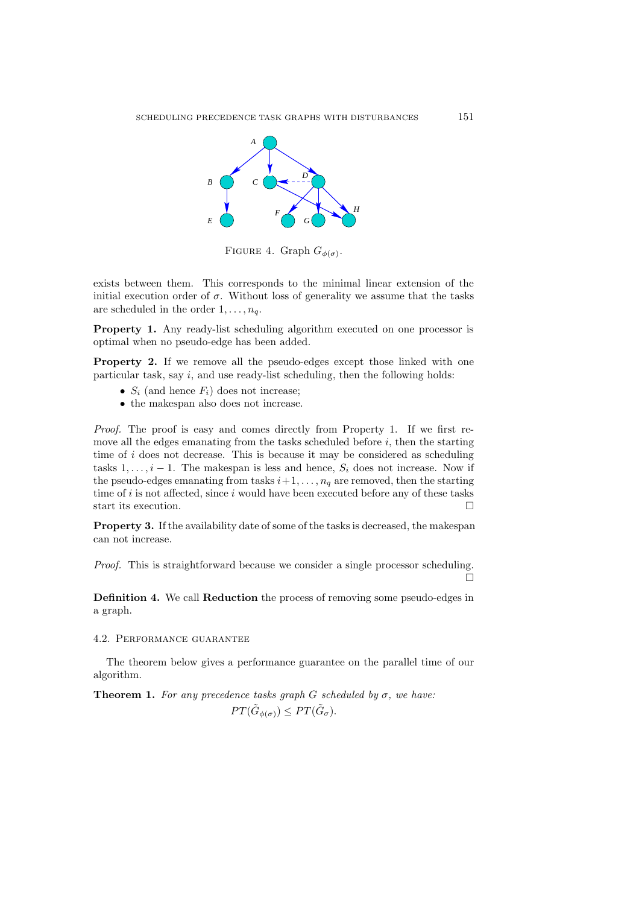FIGURE 4. Graph $G_{\phi(\sigma)}$.

exists between them. This corresponds to the minimal linear extension of the initial execution order of $\sigma$. Without loss of generality we assume that the tasks are scheduled in the order $1, \ldots, n_q$.

**Property 1.** Any ready-list scheduling algorithm executed on one processor is optimal when no pseudo-edge has been added.

**Property 2.** If we remove all the pseudo-edges except those linked with one particular task, say $i$, and use ready-list scheduling, then the following holds:

- $S_i$ (and hence $F_i$) does not increase;
- the makespan also does not increase.

*Proof.* The proof is easy and comes directly from Property 1. If we first remove all the edges emanating from the tasks scheduled before $i$, then the starting time of $i$ does not decrease. This is because it may be considered as scheduling tasks $1, \ldots, i-1$. The makespan is less and hence, $S_i$ does not increase. Now if the pseudo-edges emanating from tasks $i+1, \ldots, n_q$ are removed, then the starting time of $i$ is not affected, since $i$ would have been executed before any of these tasks start its execution. □

**Property 3.** If the availability date of some of the tasks is decreased, the makespan can not increase.

*Proof.* This is straightforward because we consider a single processor scheduling. □

**Definition 4.** We call **Reduction** the process of removing some pseudo-edges in a graph.

### 4.2. Performance guarantee

The theorem below gives a performance guarantee on the parallel time of our algorithm.

**Theorem 1.** *For any precedence tasks graph $G$ scheduled by $\sigma$, we have:*

$$PT(\tilde{G}_{\phi(\sigma)}) \leq PT(\tilde{G}_{\sigma}).$$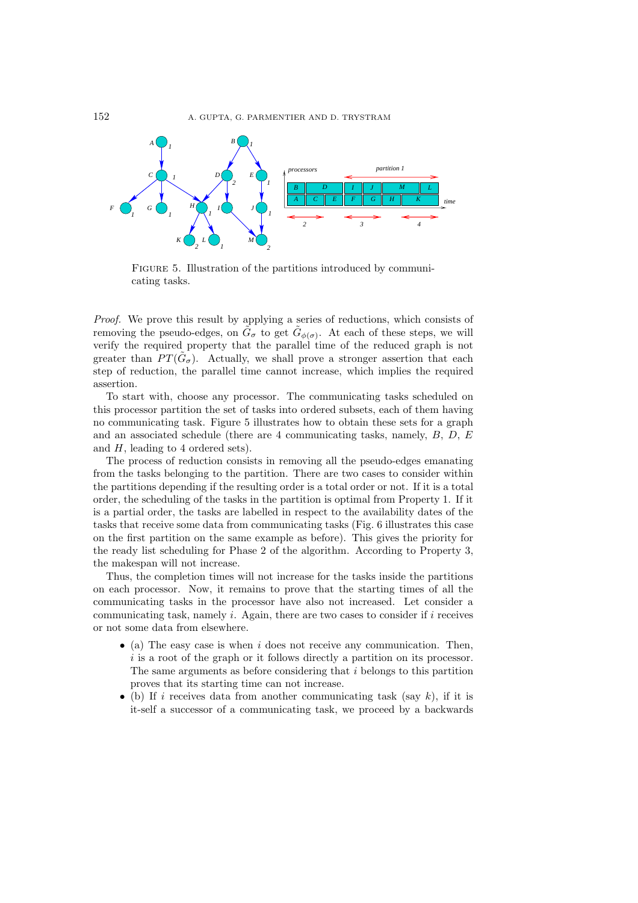FIGURE 5. Illustration of the partitions introduced by communicating tasks.

*Proof.* We prove this result by applying a series of reductions, which consists of removing the pseudo-edges, on $\tilde{G}_\sigma$ to get $\tilde{G}_{\phi(\sigma)}$. At each of these steps, we will verify the required property that the parallel time of the reduced graph is not greater than $PT(\tilde{G}_\sigma)$. Actually, we shall prove a stronger assertion that each step of reduction, the parallel time cannot increase, which implies the required assertion.

To start with, choose any processor. The communicating tasks scheduled on this processor partition the set of tasks into ordered subsets, each of them having no communicating task. Figure 5 illustrates how to obtain these sets for a graph and an associated schedule (there are 4 communicating tasks, namely, $B$, $D$, $E$ and $H$, leading to 4 ordered sets).

The process of reduction consists in removing all the pseudo-edges emanating from the tasks belonging to the partition. There are two cases to consider within the partitions depending if the resulting order is a total order or not. If it is a total order, the scheduling of the tasks in the partition is optimal from Property 1. If it is a partial order, the tasks are labelled in respect to the availability dates of the tasks that receive some data from communicating tasks (Fig. 6 illustrates this case on the first partition on the same example as before). This gives the priority for the ready list scheduling for Phase 2 of the algorithm. According to Property 3, the makespan will not increase.

Thus, the completion times will not increase for the tasks inside the partitions on each processor. Now, it remains to prove that the starting times of all the communicating tasks in the processor have also not increased. Let consider a communicating task, namely $i$. Again, there are two cases to consider if $i$ receives or not some data from elsewhere.

- (a) The easy case is when $i$ does not receive any communication. Then, $i$ is a root of the graph or it follows directly a partition on its processor. The same arguments as before considering that $i$ belongs to this partition proves that its starting time can not increase.
- (b) If $i$ receives data from another communicating task (say $k$), if it is it-self a successor of a communicating task, we proceed by a backwards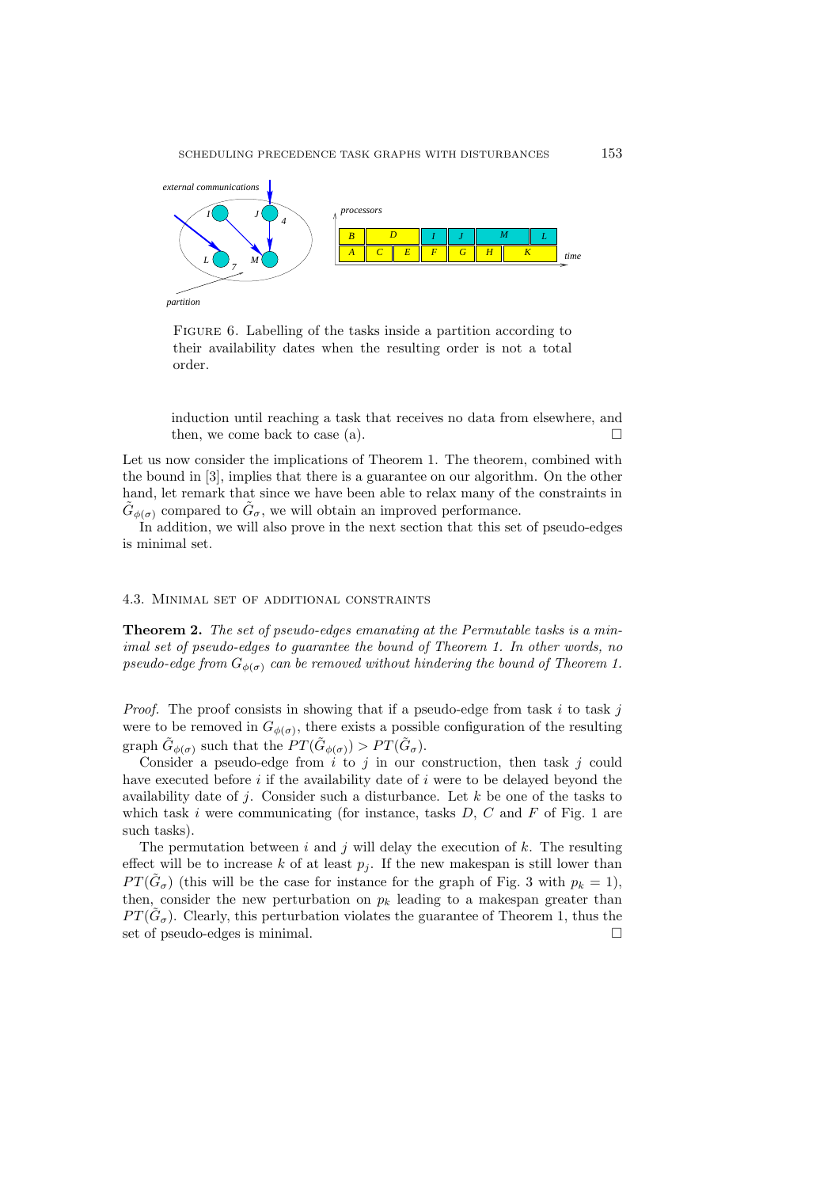FIGURE 6. Labelling of the tasks inside a partition according to their availability dates when the resulting order is not a total order.

induction until reaching a task that receives no data from elsewhere, and then, we come back to case (a). □

Let us now consider the implications of Theorem 1. The theorem, combined with the bound in [3], implies that there is a guarantee on our algorithm. On the other hand, let remark that since we have been able to relax many of the constraints in $\tilde{G}_{\phi(\sigma)}$ compared to $\tilde{G}_\sigma$, we will obtain an improved performance.

In addition, we will also prove in the next section that this set of pseudo-edges is minimal set.

### 4.3. Minimal set of additional constraints

**Theorem 2.** *The set of pseudo-edges emanating at the Permutable tasks is a minimal set of pseudo-edges to guarantee the bound of Theorem 1. In other words, no pseudo-edge from $G_{\phi(\sigma)}$ can be removed without hindering the bound of Theorem 1.*

*Proof.* The proof consists in showing that if a pseudo-edge from task $i$ to task $j$ were to be removed in $G_{\phi(\sigma)}$, there exists a possible configuration of the resulting graph $\tilde{G}_{\phi(\sigma)}$ such that the $PT(\tilde{G}_{\phi(\sigma)}) > PT(\tilde{G}_\sigma)$.

Consider a pseudo-edge from $i$ to $j$ in our construction, then task $j$ could have executed before $i$ if the availability date of $i$ were to be delayed beyond the availability date of $j$. Consider such a disturbance. Let $k$ be one of the tasks to which task $i$ were communicating (for instance, tasks $D$, $C$ and $F$ of Fig. 1 are such tasks).

The permutation between $i$ and $j$ will delay the execution of $k$. The resulting effect will be to increase $k$ of at least $p_j$. If the new makespan is still lower than $PT(\tilde{G}_\sigma)$ (this will be the case for instance for the graph of Fig. 3 with $p_k = 1$), then, consider the new perturbation on $p_k$ leading to a makespan greater than $PT(\tilde{G}_\sigma)$. Clearly, this perturbation violates the guarantee of Theorem 1, thus the set of pseudo-edges is minimal. □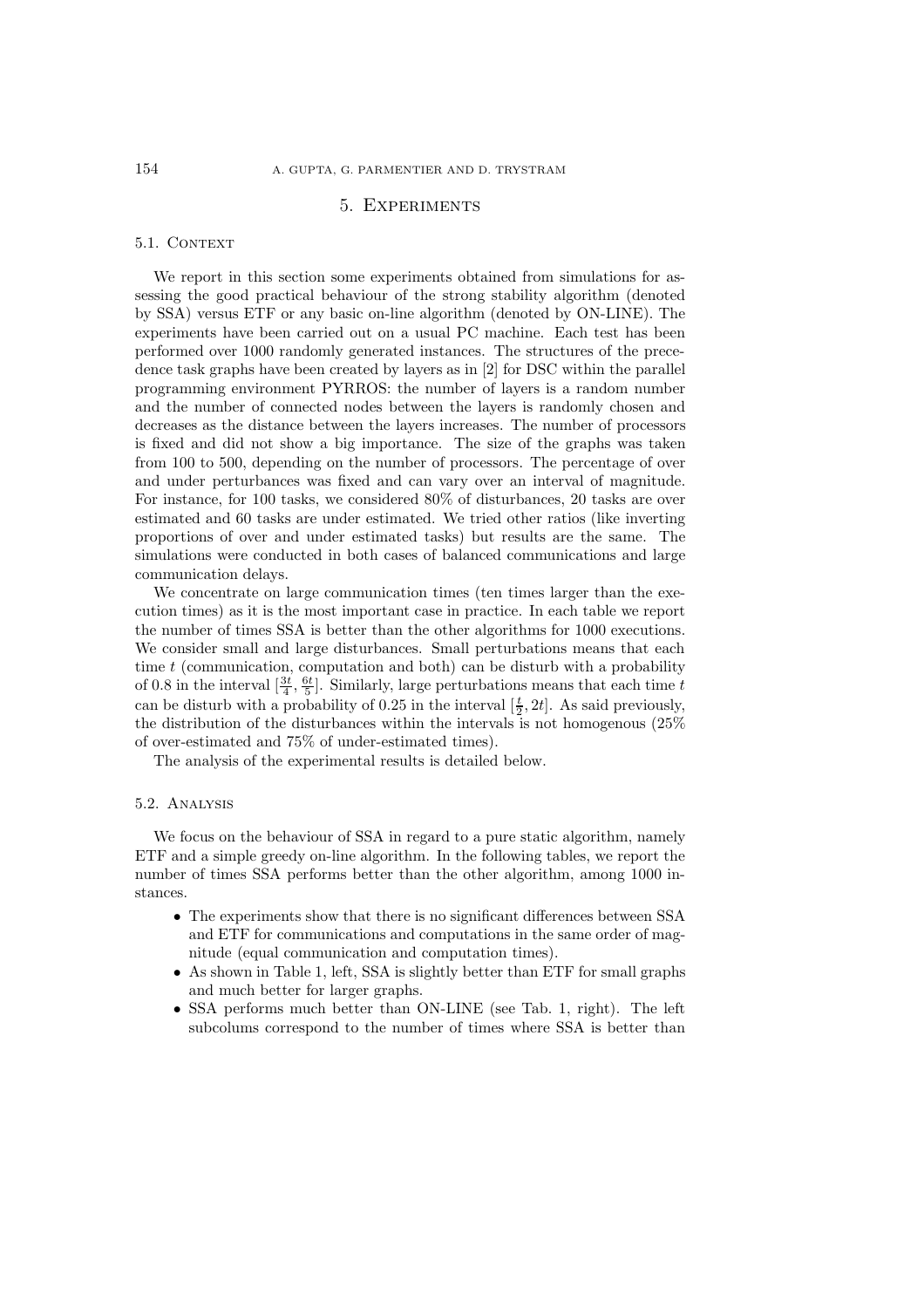# 5. Experiments

## 5.1. Context

We report in this section some experiments obtained from simulations for assessing the good practical behaviour of the strong stability algorithm (denoted by SSA) versus ETF or any basic on-line algorithm (denoted by ON-LINE). The experiments have been carried out on a usual PC machine. Each test has been performed over 1000 randomly generated instances. The structures of the precedence task graphs have been created by layers as in [2] for DSC within the parallel programming environment PYRROS: the number of layers is a random number and the number of connected nodes between the layers is randomly chosen and decreases as the distance between the layers increases. The number of processors is fixed and did not show a big importance. The size of the graphs was taken from 100 to 500, depending on the number of processors. The percentage of over and under perturbances was fixed and can vary over an interval of magnitude. For instance, for 100 tasks, we considered 80% of disturbances, 20 tasks are over estimated and 60 tasks are under estimated. We tried other ratios (like inverting proportions of over and under estimated tasks) but results are the same. The simulations were conducted in both cases of balanced communications and large communication delays.

We concentrate on large communication times (ten times larger than the execution times) as it is the most important case in practice. In each table we report the number of times SSA is better than the other algorithms for 1000 executions. We consider small and large disturbances. Small perturbations means that each time $t$ (communication, computation and both) can be disturb with a probability of 0.8 in the interval $[\frac{3t}{4}, \frac{6t}{5}]$. Similarly, large perturbations means that each time $t$ can be disturb with a probability of 0.25 in the interval $[\frac{t}{2}, 2t]$. As said previously, the distribution of the disturbances within the intervals is not homogenous (25% of over-estimated and 75% of under-estimated times).

The analysis of the experimental results is detailed below.

## 5.2. Analysis

We focus on the behaviour of SSA in regard to a pure static algorithm, namely ETF and a simple greedy on-line algorithm. In the following tables, we report the number of times SSA performs better than the other algorithm, among 1000 instances.

- The experiments show that there is no significant differences between SSA and ETF for communications and computations in the same order of magnitude (equal communication and computation times).
- As shown in Table 1, left, SSA is slightly better than ETF for small graphs and much better for larger graphs.
- SSA performs much better than ON-LINE (see Tab. 1, right). The left subcolums correspond to the number of times where SSA is better than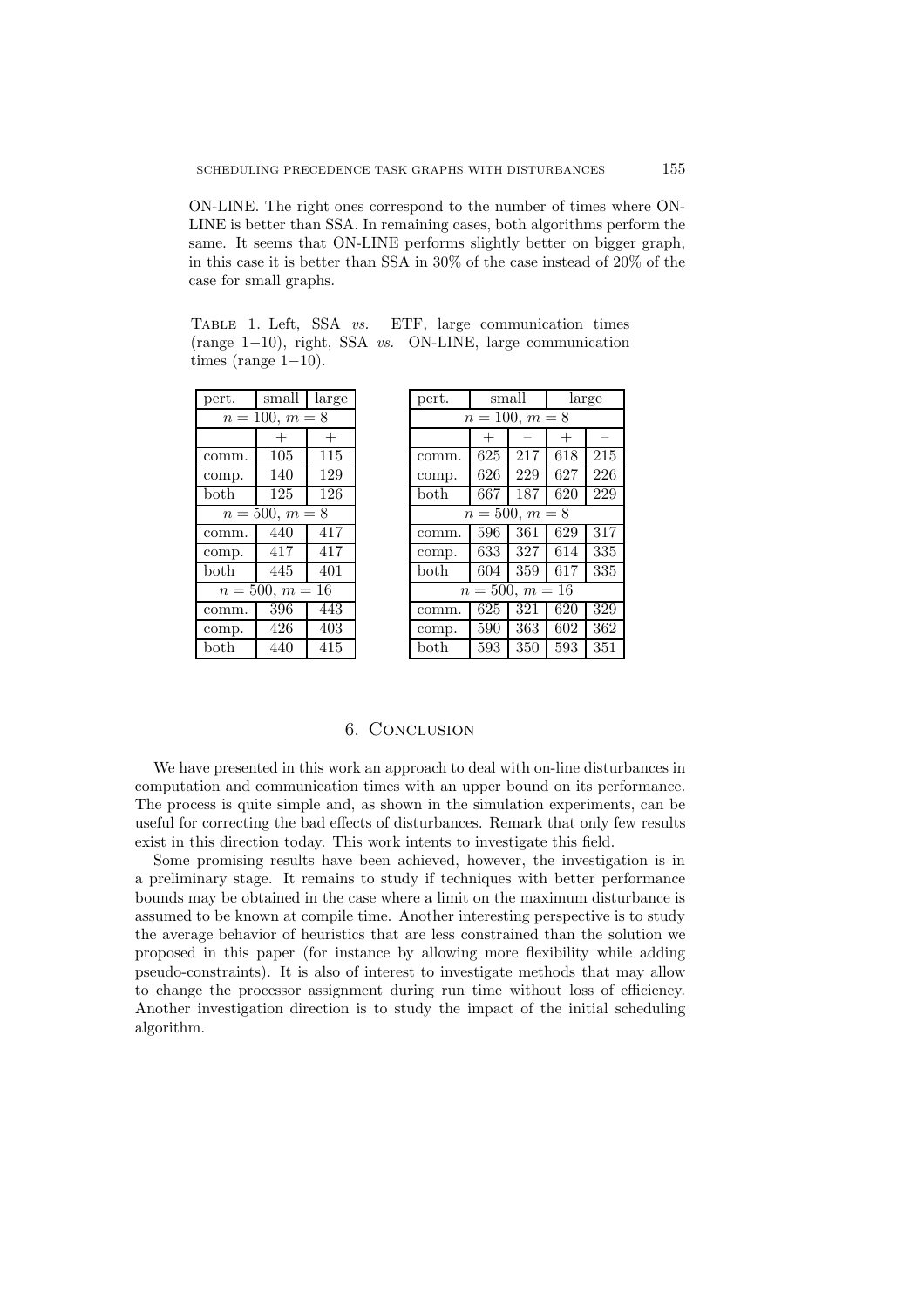ON-LINE. The right ones correspond to the number of times where ON-LINE is better than SSA. In remaining cases, both algorithms perform the same. It seems that ON-LINE performs slightly better on bigger graph, in this case it is better than SSA in 30% of the case instead of 20% of the case for small graphs.

Table 1. Left, SSA *vs.* ETF, large communication times (range 1−10), right, SSA *vs.* ON-LINE, large communication times (range 1−10).

| pert. | small | large |
|---|---|---|
| $n = 100$, $m = 8$ | | |
| | $+$ | $+$ |
| comm. | 105 | 115 |
| comp. | 140 | 129 |
| both | 125 | 126 |
| $n = 500$, $m = 8$ | | |
| comm. | 440 | 417 |
| comp. | 417 | 417 |
| both | 445 | 401 |
| $n = 500$, $m = 16$ | | |
| comm. | 396 | 443 |
| comp. | 426 | 403 |
| both | 440 | 415 |

| pert. | small | | large | |
|---|---|---|---|---|
| $n = 100$, $m = 8$ | | | | |
| | $+$ | $-$ | $+$ | $-$ |
| comm. | 625 | 217 | 618 | 215 |
| comp. | 626 | 229 | 627 | 226 |
| both | 667 | 187 | 620 | 229 |
| $n = 500$, $m = 8$ | | | | |
| comm. | 596 | 361 | 629 | 317 |
| comp. | 633 | 327 | 614 | 335 |
| both | 604 | 359 | 617 | 335 |
| $n = 500$, $m = 16$ | | | | |
| comm. | 625 | 321 | 620 | 329 |
| comp. | 590 | 363 | 602 | 362 |
| both | 593 | 350 | 593 | 351 |

## 6. Conclusion

We have presented in this work an approach to deal with on-line disturbances in computation and communication times with an upper bound on its performance. The process is quite simple and, as shown in the simulation experiments, can be useful for correcting the bad effects of disturbances. Remark that only few results exist in this direction today. This work intents to investigate this field.

Some promising results have been achieved, however, the investigation is in a preliminary stage. It remains to study if techniques with better performance bounds may be obtained in the case where a limit on the maximum disturbance is assumed to be known at compile time. Another interesting perspective is to study the average behavior of heuristics that are less constrained than the solution we proposed in this paper (for instance by allowing more flexibility while adding pseudo-constraints). It is also of interest to investigate methods that may allow to change the processor assignment during run time without loss of efficiency. Another investigation direction is to study the impact of the initial scheduling algorithm.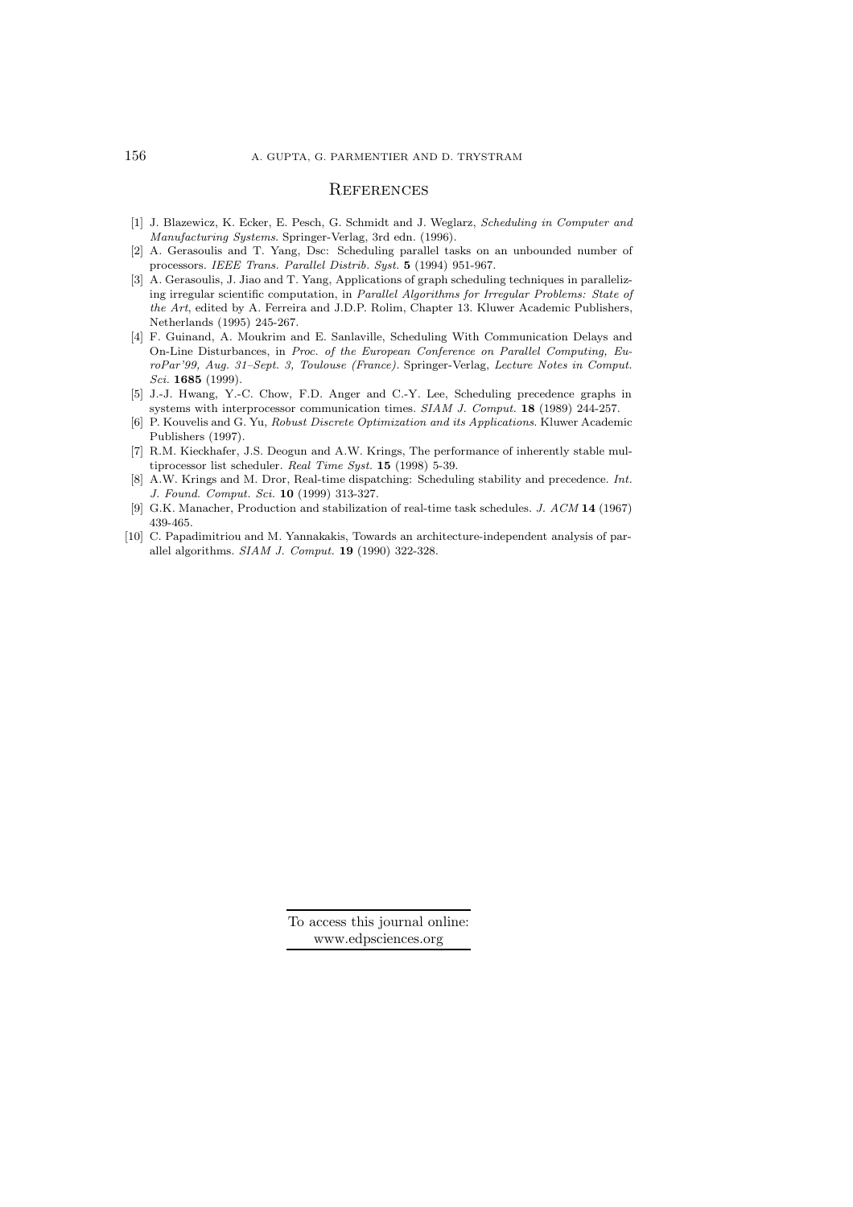## References

[1] J. Blazewicz, K. Ecker, E. Pesch, G. Schmidt and J. Weglarz, *Scheduling in Computer and Manufacturing Systems*. Springer-Verlag, 3rd edn. (1996).

[2] A. Gerasoulis and T. Yang, Dsc: Scheduling parallel tasks on an unbounded number of processors. *IEEE Trans. Parallel Distrib. Syst.* **5** (1994) 951-967.

[3] A. Gerasoulis, J. Jiao and T. Yang, Applications of graph scheduling techniques in parallelizing irregular scientific computation, in *Parallel Algorithms for Irregular Problems: State of the Art*, edited by A. Ferreira and J.D.P. Rolim, Chapter 13. Kluwer Academic Publishers, Netherlands (1995) 245-267.

[4] F. Guinand, A. Moukrim and E. Sanlaville, Scheduling With Communication Delays and On-Line Disturbances, in *Proc. of the European Conference on Parallel Computing, EuroPar'99, Aug. 31–Sept. 3, Toulouse (France)*. Springer-Verlag, *Lecture Notes in Comput. Sci.* **1685** (1999).

[5] J.-J. Hwang, Y.-C. Chow, F.D. Anger and C.-Y. Lee, Scheduling precedence graphs in systems with interprocessor communication times. *SIAM J. Comput.* **18** (1989) 244-257.

[6] P. Kouvelis and G. Yu, *Robust Discrete Optimization and its Applications*. Kluwer Academic Publishers (1997).

[7] R.M. Kieckhafer, J.S. Deogun and A.W. Krings, The performance of inherently stable multiprocessor list scheduler. *Real Time Syst.* **15** (1998) 5-39.

[8] A.W. Krings and M. Dror, Real-time dispatching: Scheduling stability and precedence. *Int. J. Found. Comput. Sci.* **10** (1999) 313-327.

[9] G.K. Manacher, Production and stabilization of real-time task schedules. *J. ACM* **14** (1967) 439-465.

[10] C. Papadimitriou and M. Yannakakis, Towards an architecture-independent analysis of parallel algorithms. *SIAM J. Comput.* **19** (1990) 322-328.

To access this journal online:
www.edpsciences.org